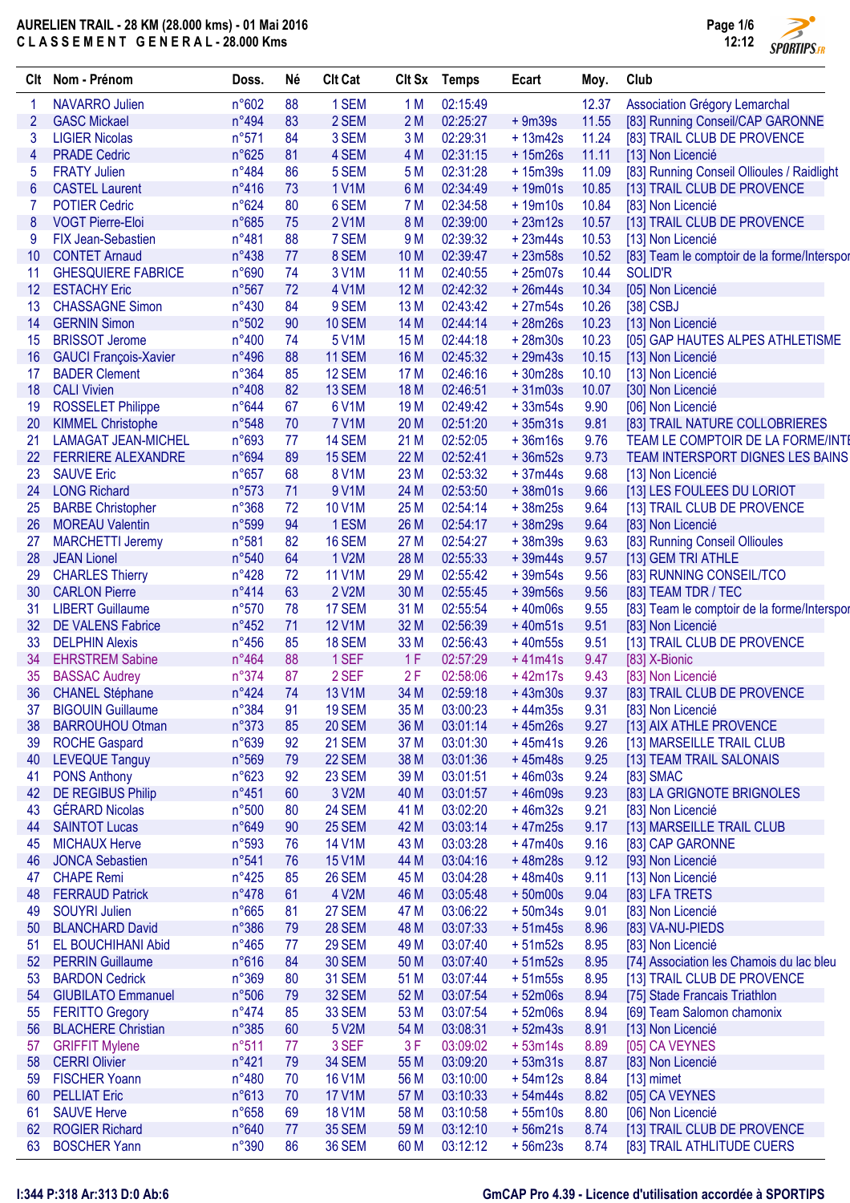# AURELIEN TRAIL - 28 KM (28.000 kms) - 01 Mai 2016

## C L A S S E M E N T   G E N E R A L - 28.000 Kms

| Clt | Nom - Prénom | Doss. | Né | Clt Cat | Clt Sx | Temps | Ecart | Moy. | Club |
|---|---|---|---|---|---|---|---|---|---|
| 1 | NAVARRO Julien | n°602 | 88 | 1 SEM | 1 M | 02:15:49 | | 12.37 | Association Grégory Lemarchal |
| 2 | GASC Mickael | n°494 | 83 | 2 SEM | 2 M | 02:25:27 | + 9m39s | 11.55 | [83] Running Conseil/CAP GARONNE |
| 3 | LIGIER Nicolas | n°571 | 84 | 3 SEM | 3 M | 02:29:31 | + 13m42s | 11.24 | [83] TRAIL CLUB DE PROVENCE |
| 4 | PRADE Cedric | n°625 | 81 | 4 SEM | 4 M | 02:31:15 | + 15m26s | 11.11 | [13] Non Licencié |
| 5 | FRATY Julien | n°484 | 86 | 5 SEM | 5 M | 02:31:28 | + 15m39s | 11.09 | [83] Running Conseil Ollioules / Raidlight |
| 6 | CASTEL Laurent | n°416 | 73 | 1 V1M | 6 M | 02:34:49 | + 19m01s | 10.85 | [13] TRAIL CLUB DE PROVENCE |
| 7 | POTIER Cedric | n°624 | 80 | 6 SEM | 7 M | 02:34:58 | + 19m10s | 10.84 | [83] Non Licencié |
| 8 | VOGT Pierre-Eloi | n°685 | 75 | 2 V1M | 8 M | 02:39:00 | + 23m12s | 10.57 | [13] TRAIL CLUB DE PROVENCE |
| 9 | FIX Jean-Sebastien | n°481 | 88 | 7 SEM | 9 M | 02:39:32 | + 23m44s | 10.53 | [13] Non Licencié |
| 10 | CONTET Arnaud | n°438 | 77 | 8 SEM | 10 M | 02:39:47 | + 23m58s | 10.52 | [83] Team le comptoir de la forme/Interspor |
| 11 | GHESQUIERE FABRICE | n°690 | 74 | 3 V1M | 11 M | 02:40:55 | + 25m07s | 10.44 | SOLID'R |
| 12 | ESTACHY Eric | n°567 | 72 | 4 V1M | 12 M | 02:42:32 | + 26m44s | 10.34 | [05] Non Licencié |
| 13 | CHASSAGNE Simon | n°430 | 84 | 9 SEM | 13 M | 02:43:42 | + 27m54s | 10.26 | [38] CSBJ |
| 14 | GERNIN Simon | n°502 | 90 | 10 SEM | 14 M | 02:44:14 | + 28m26s | 10.23 | [13] Non Licencié |
| 15 | BRISSOT Jerome | n°400 | 74 | 5 V1M | 15 M | 02:44:18 | + 28m30s | 10.23 | [05] GAP HAUTES ALPES ATHLETISME |
| 16 | GAUCI François-Xavier | n°496 | 88 | 11 SEM | 16 M | 02:45:32 | + 29m43s | 10.15 | [13] Non Licencié |
| 17 | BADER Clement | n°364 | 85 | 12 SEM | 17 M | 02:46:16 | + 30m28s | 10.10 | [13] Non Licencié |
| 18 | CALI Vivien | n°408 | 82 | 13 SEM | 18 M | 02:46:51 | + 31m03s | 10.07 | [13] Non Licencié |
| 19 | ROSSELET Philippe | n°644 | 67 | 6 V1M | 19 M | 02:49:42 | + 33m54s | 9.90 | [06] Non Licencié |
| 20 | KIMMEL Christophe | n°548 | 70 | 7 V1M | 20 M | 02:51:20 | + 35m31s | 9.81 | [83] TRAIL NATURE COLLOBRIERES |
| 21 | LAMAGAT JEAN-MICHEL | n°693 | 77 | 14 SEM | 21 M | 02:52:05 | + 36m16s | 9.76 | TEAM LE COMPTOIR DE LA FORME/INTE |
| 22 | FERRIERE ALEXANDRE | n°694 | 89 | 15 SEM | 22 M | 02:52:41 | + 36m52s | 9.73 | TEAM INTERSPORT DIGNES LES BAINS |
| 23 | SAUVE Eric | n°657 | 68 | 8 V1M | 23 M | 02:53:32 | + 37m44s | 9.68 | [13] Non Licencié |
| 24 | LONG Richard | n°573 | 71 | 9 V1M | 24 M | 02:53:50 | + 38m01s | 9.66 | [13] LES FOULEES DU LORIOT |
| 25 | BARBE Christopher | n°368 | 72 | 10 V1M | 25 M | 02:54:14 | + 38m25s | 9.64 | [13] TRAIL CLUB DE PROVENCE |
| 26 | MOREAU Valentin | n°599 | 94 | 1 ESM | 26 M | 02:54:17 | + 38m29s | 9.64 | [83] Non Licencié |
| 27 | MARCHETTI Jeremy | n°581 | 82 | 16 SEM | 27 M | 02:54:27 | + 38m39s | 9.63 | [83] Running Conseil Ollioules |
| 28 | JEAN Lionel | n°540 | 64 | 1 V2M | 28 M | 02:55:33 | + 39m44s | 9.57 | [13] GEM TRI ATHLE |
| 29 | CHARLES Thierry | n°428 | 72 | 11 V1M | 29 M | 02:55:42 | + 39m54s | 9.56 | [83] RUNNING CONSEIL/TCO |
| 30 | CARLON Pierre | n°414 | 63 | 2 V2M | 30 M | 02:55:45 | + 39m56s | 9.56 | [83] TEAM TDR / TEC |
| 31 | LIBERT Guillaume | n°570 | 78 | 17 SEM | 31 M | 02:55:54 | + 40m06s | 9.55 | [83] Team le comptoir de la forme/Interspor |
| 32 | DE VALENS Fabrice | n°452 | 71 | 12 V1M | 32 M | 02:56:39 | + 40m51s | 9.51 | [83] Non Licencié |
| 33 | DELPHIN Alexis | n°456 | 85 | 18 SEM | 33 M | 02:56:43 | + 40m55s | 9.51 | [13] TRAIL CLUB DE PROVENCE |
| 34 | EHRSTREM Sabine | n°464 | 88 | 1 SEF | 1 F | 02:57:29 | + 41m41s | 9.47 | [83] X-Bionic |
| 35 | BASSAC Audrey | n°374 | 87 | 2 SEF | 2 F | 02:58:06 | + 42m17s | 9.43 | [83] Non Licencié |
| 36 | CHANEL Stéphane | n°424 | 74 | 13 V1M | 34 M | 02:59:18 | + 43m30s | 9.37 | [83] TRAIL CLUB DE PROVENCE |
| 37 | BIGOUIN Guillaume | n°384 | 91 | 19 SEM | 35 M | 03:00:23 | + 44m35s | 9.31 | [83] Non Licencié |
| 38 | BARROUHOU Otman | n°373 | 85 | 20 SEM | 36 M | 03:01:14 | + 45m26s | 9.27 | [13] AIX ATHLE PROVENCE |
| 39 | ROCHE Gaspard | n°639 | 92 | 21 SEM | 37 M | 03:01:30 | + 45m41s | 9.26 | [13] MARSEILLE TRAIL CLUB |
| 40 | LEVEQUE Tanguy | n°569 | 79 | 22 SEM | 38 M | 03:01:36 | + 45m48s | 9.25 | [13] TEAM TRAIL SALONAIS |
| 41 | PONS Anthony | n°623 | 92 | 23 SEM | 39 M | 03:01:51 | + 46m03s | 9.24 | [83] SMAC |
| 42 | DE REGIBUS Philip | n°451 | 60 | 3 V2M | 40 M | 03:01:57 | + 46m09s | 9.23 | [83] LA GRIGNOTE BRIGNOLES |
| 43 | GÉRARD Nicolas | n°500 | 80 | 24 SEM | 41 M | 03:02:20 | + 46m32s | 9.21 | [83] Non Licencié |
| 44 | SAINTOT Lucas | n°649 | 90 | 25 SEM | 42 M | 03:03:14 | + 47m25s | 9.17 | [13] MARSEILLE TRAIL CLUB |
| 45 | MICHAUX Herve | n°593 | 76 | 14 V1M | 43 M | 03:03:28 | + 47m40s | 9.16 | [83] CAP GARONNE |
| 46 | JONCA Sebastien | n°541 | 76 | 15 V1M | 44 M | 03:04:16 | + 48m28s | 9.12 | [93] Non Licencié |
| 47 | CHAPE Remi | n°425 | 85 | 26 SEM | 45 M | 03:04:28 | + 48m40s | 9.11 | [13] Non Licencié |
| 48 | FERRAUD Patrick | n°478 | 61 | 4 V2M | 46 M | 03:05:48 | + 50m00s | 9.04 | [83] LFA TRETS |
| 49 | SOUYRI Julien | n°665 | 81 | 27 SEM | 47 M | 03:06:22 | + 50m34s | 9.01 | [83] Non Licencié |
| 50 | BLANCHARD David | n°386 | 79 | 28 SEM | 48 M | 03:07:33 | + 51m45s | 8.96 | [83] VA-NU-PIEDS |
| 51 | EL BOUCHIHANI Abid | n°465 | 77 | 29 SEM | 49 M | 03:07:40 | + 51m52s | 8.95 | [83] Non Licencié |
| 52 | PERRIN Guillaume | n°616 | 84 | 30 SEM | 50 M | 03:07:40 | + 51m52s | 8.95 | [74] Association les Chamois du lac bleu |
| 53 | BARDON Cedrick | n°369 | 80 | 31 SEM | 51 M | 03:07:44 | + 51m55s | 8.95 | [13] TRAIL CLUB DE PROVENCE |
| 54 | GIUBILATO Emmanuel | n°506 | 79 | 32 SEM | 52 M | 03:07:54 | + 52m06s | 8.94 | [75] Stade Francais Triathlon |
| 55 | FERITTO Gregory | n°474 | 85 | 33 SEM | 53 M | 03:07:54 | + 52m06s | 8.94 | [69] Team Salomon chamonix |
| 56 | BLACHERE Christian | n°385 | 60 | 5 V2M | 54 M | 03:08:31 | + 52m43s | 8.91 | [13] Non Licencié |
| 57 | GRIFFIT Mylene | n°511 | 77 | 3 SEF | 3 F | 03:09:02 | + 53m14s | 8.89 | [05] CA VEYNES |
| 58 | CERRI Olivier | n°421 | 79 | 34 SEM | 55 M | 03:09:20 | + 53m31s | 8.87 | [83] Non Licencié |
| 59 | FISCHER Yoann | n°480 | 70 | 16 V1M | 56 M | 03:10:00 | + 54m12s | 8.84 | [13] mimet |
| 60 | PELLIAT Eric | n°613 | 70 | 17 V1M | 57 M | 03:10:33 | + 54m44s | 8.82 | [05] CA VEYNES |
| 61 | SAUVE Herve | n°658 | 69 | 18 V1M | 58 M | 03:10:58 | + 55m10s | 8.80 | [06] Non Licencié |
| 62 | ROGIER Richard | n°640 | 77 | 35 SEM | 59 M | 03:12:10 | + 56m21s | 8.74 | [13] TRAIL CLUB DE PROVENCE |
| 63 | BOSCHER Yann | n°390 | 86 | 36 SEM | 60 M | 03:12:12 | + 56m23s | 8.74 | [83] TRAIL ATHLITUDE CUERS |

I:344 P:318 Ar:313 D:0 Ab:6

GmCAP Pro 4.39 - Licence d'utilisation accordée à SPORTIPS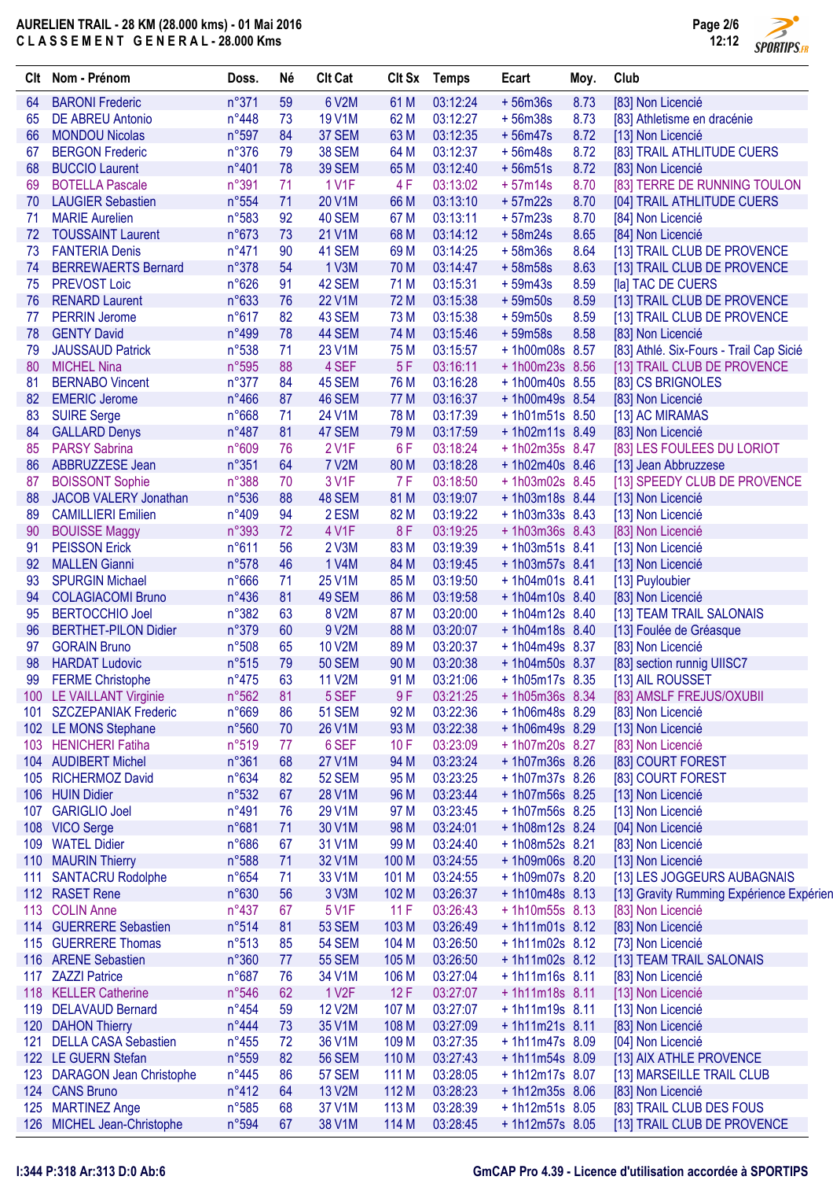# AURELIEN TRAIL - 28 KM (28.000 kms) - 01 Mai 2016

## CLASSEMENT GENERAL - 28.000 Kms

| Clt | Nom - Prénom | Doss. | Né | Clt Cat | Clt Sx | Temps | Ecart | Moy. | Club |
|---|---|---|---|---|---|---|---|---|---|
| 64 | BARONI Frederic | n°371 | 59 | 6 V2M | 61 M | 03:12:24 | + 56m36s | 8.73 | [83] Non Licencié |
| 65 | DE ABREU Antonio | n°448 | 73 | 19 V1M | 62 M | 03:12:27 | + 56m38s | 8.73 | [83] Athletisme en dracénie |
| 66 | MONDOU Nicolas | n°597 | 84 | 37 SEM | 63 M | 03:12:35 | + 56m47s | 8.72 | [13] Non Licencié |
| 67 | BERGON Frederic | n°376 | 79 | 38 SEM | 64 M | 03:12:37 | + 56m48s | 8.72 | [83] TRAIL ATHLITUDE CUERS |
| 68 | BUCCIO Laurent | n°401 | 78 | 39 SEM | 65 M | 03:12:40 | + 56m51s | 8.72 | [83] Non Licencié |
| 69 | BOTELLA Pascale | n°391 | 71 | 1 V1F | 4 F | 03:13:02 | + 57m14s | 8.70 | [83] TERRE DE RUNNING TOULON |
| 70 | LAUGIER Sebastien | n°554 | 71 | 20 V1M | 66 M | 03:13:10 | + 57m22s | 8.70 | [04] TRAIL ATHLITUDE CUERS |
| 71 | MARIE Aurelien | n°583 | 92 | 40 SEM | 67 M | 03:13:11 | + 57m23s | 8.70 | [84] Non Licencié |
| 72 | TOUSSAINT Laurent | n°673 | 73 | 21 V1M | 68 M | 03:14:12 | + 58m24s | 8.65 | [84] Non Licencié |
| 73 | FANTERIA Denis | n°471 | 90 | 41 SEM | 69 M | 03:14:25 | + 58m36s | 8.64 | [13] TRAIL CLUB DE PROVENCE |
| 74 | BERREWAERTS Bernard | n°378 | 54 | 1 V3M | 70 M | 03:14:47 | + 58m58s | 8.63 | [13] TRAIL CLUB DE PROVENCE |
| 75 | PREVOST Loic | n°626 | 91 | 42 SEM | 71 M | 03:15:31 | + 59m43s | 8.59 | [la] TAC DE CUERS |
| 76 | RENARD Laurent | n°633 | 76 | 22 V1M | 72 M | 03:15:38 | + 59m50s | 8.59 | [13] TRAIL CLUB DE PROVENCE |
| 77 | PERRIN Jerome | n°617 | 82 | 43 SEM | 73 M | 03:15:38 | + 59m50s | 8.59 | [13] TRAIL CLUB DE PROVENCE |
| 78 | GENTY David | n°499 | 78 | 44 SEM | 74 M | 03:15:46 | + 59m58s | 8.58 | [83] Non Licencié |
| 79 | JAUSSAUD Patrick | n°538 | 71 | 23 V1M | 75 M | 03:15:57 | + 1h00m08s | 8.57 | [83] Athlé. Six-Fours - Trail Cap Sicié |
| 80 | MICHEL Nina | n°595 | 88 | 4 SEF | 5 F | 03:16:11 | + 1h00m23s | 8.56 | [13] TRAIL CLUB DE PROVENCE |
| 81 | BERNABO Vincent | n°377 | 84 | 45 SEM | 76 M | 03:16:28 | + 1h00m40s | 8.55 | [83] CS BRIGNOLES |
| 82 | EMERIC Jerome | n°466 | 87 | 46 SEM | 77 M | 03:16:37 | + 1h00m49s | 8.54 | [83] Non Licencié |
| 83 | SUIRE Serge | n°668 | 71 | 24 V1M | 78 M | 03:17:39 | + 1h01m51s | 8.50 | [13] AC MIRAMAS |
| 84 | GALLARD Denys | n°487 | 81 | 47 SEM | 79 M | 03:17:59 | + 1h02m11s | 8.49 | [83] Non Licencié |
| 85 | PARSY Sabrina | n°609 | 76 | 2 V1F | 6 F | 03:18:24 | + 1h02m35s | 8.47 | [83] LES FOULEES DU LORIOT |
| 86 | ABBRUZZESE Jean | n°351 | 64 | 7 V2M | 80 M | 03:18:28 | + 1h02m40s | 8.46 | [13] Jean Abbruzzese |
| 87 | BOISSONT Sophie | n°388 | 70 | 3 V1F | 7 F | 03:18:50 | + 1h03m02s | 8.45 | [13] SPEEDY CLUB DE PROVENCE |
| 88 | JACOB VALERY Jonathan | n°536 | 88 | 48 SEM | 81 M | 03:19:07 | + 1h03m18s | 8.44 | [13] Non Licencié |
| 89 | CAMILLIERI Emilien | n°409 | 94 | 2 ESM | 82 M | 03:19:22 | + 1h03m33s | 8.43 | [13] Non Licencié |
| 90 | BOUISSE Maggy | n°393 | 72 | 4 V1F | 8 F | 03:19:25 | + 1h03m36s | 8.43 | [83] Non Licencié |
| 91 | PEISSON Erick | n°611 | 56 | 2 V3M | 83 M | 03:19:39 | + 1h03m51s | 8.41 | [13] Non Licencié |
| 92 | MALLEN Gianni | n°578 | 46 | 1 V4M | 84 M | 03:19:45 | + 1h03m57s | 8.41 | [13] Non Licencié |
| 93 | SPURGIN Michael | n°666 | 71 | 25 V1M | 85 M | 03:19:50 | + 1h04m01s | 8.41 | [13] Puyloubier |
| 94 | COLAGIACOMI Bruno | n°436 | 81 | 49 SEM | 86 M | 03:19:58 | + 1h04m10s | 8.40 | [83] Non Licencié |
| 95 | BERTOCCHIO Joel | n°382 | 63 | 8 V2M | 87 M | 03:20:00 | + 1h04m12s | 8.40 | [13] TEAM TRAIL SALONAIS |
| 96 | BERTHET-PILON Didier | n°379 | 60 | 9 V2M | 88 M | 03:20:07 | + 1h04m18s | 8.40 | [13] Foulée de Gréasque |
| 97 | GORAIN Bruno | n°508 | 65 | 10 V2M | 89 M | 03:20:37 | + 1h04m49s | 8.37 | [83] Non Licencié |
| 98 | HARDAT Ludovic | n°515 | 79 | 50 SEM | 90 M | 03:20:38 | + 1h04m50s | 8.37 | [83] section runnig UIISC7 |
| 99 | FERME Christophe | n°475 | 63 | 11 V2M | 91 M | 03:21:06 | + 1h05m17s | 8.35 | [13] AIL ROUSSET |
| 100 | LE VAILLANT Virginie | n°562 | 81 | 5 SEF | 9 F | 03:21:25 | + 1h05m36s | 8.34 | [83] AMSLF FREJUS/OXUBII |
| 101 | SZCZEPANIAK Frederic | n°669 | 86 | 51 SEM | 92 M | 03:22:36 | + 1h06m48s | 8.29 | [83] Non Licencié |
| 102 | LE MONS Stephane | n°560 | 70 | 26 V1M | 93 M | 03:22:38 | + 1h06m49s | 8.29 | [13] Non Licencié |
| 103 | HENICHERI Fatiha | n°519 | 77 | 6 SEF | 10 F | 03:23:09 | + 1h07m20s | 8.27 | [83] Non Licencié |
| 104 | AUDIBERT Michel | n°361 | 68 | 27 V1M | 94 M | 03:23:24 | + 1h07m36s | 8.26 | [83] COURT FOREST |
| 105 | RICHERMOZ David | n°634 | 82 | 52 SEM | 95 M | 03:23:25 | + 1h07m37s | 8.26 | [83] COURT FOREST |
| 106 | HUIN Didier | n°532 | 67 | 28 V1M | 96 M | 03:23:44 | + 1h07m56s | 8.25 | [13] Non Licencié |
| 107 | GARIGLIO Joel | n°491 | 76 | 29 V1M | 97 M | 03:23:45 | + 1h07m56s | 8.25 | [13] Non Licencié |
| 108 | VICO Serge | n°681 | 71 | 30 V1M | 98 M | 03:24:01 | + 1h08m12s | 8.24 | [04] Non Licencié |
| 109 | WATEL Didier | n°686 | 67 | 31 V1M | 99 M | 03:24:40 | + 1h08m52s | 8.21 | [83] Non Licencié |
| 110 | MAURIN Thierry | n°588 | 71 | 32 V1M | 100 M | 03:24:55 | + 1h09m06s | 8.20 | [13] Non Licencié |
| 111 | SANTACRU Rodolphe | n°654 | 71 | 33 V1M | 101 M | 03:24:55 | + 1h09m07s | 8.20 | [13] LES JOGGEURS AUBAGNAIS |
| 112 | RASET Rene | n°630 | 56 | 3 V3M | 102 M | 03:26:37 | + 1h10m48s | 8.13 | [13] Gravity Rumming Expérience Expérien |
| 113 | COLIN Anne | n°437 | 67 | 5 V1F | 11 F | 03:26:43 | + 1h10m55s | 8.13 | [83] Non Licencié |
| 114 | GUERRERE Sebastien | n°514 | 81 | 53 SEM | 103 M | 03:26:49 | + 1h11m01s | 8.12 | [83] Non Licencié |
| 115 | GUERRERE Thomas | n°513 | 85 | 54 SEM | 104 M | 03:26:50 | + 1h11m02s | 8.12 | [73] Non Licencié |
| 116 | ARENE Sebastien | n°360 | 77 | 55 SEM | 105 M | 03:26:50 | + 1h11m02s | 8.12 | [13] TEAM TRAIL SALONAIS |
| 117 | ZAZZI Patrice | n°687 | 76 | 34 V1M | 106 M | 03:27:04 | + 1h11m16s | 8.11 | [83] Non Licencié |
| 118 | KELLER Catherine | n°546 | 62 | 1 V2F | 12 F | 03:27:07 | + 1h11m18s | 8.11 | [13] Non Licencié |
| 119 | DELAVAUD Bernard | n°454 | 59 | 12 V2M | 107 M | 03:27:07 | + 1h11m19s | 8.11 | [13] Non Licencié |
| 120 | DAHON Thierry | n°444 | 73 | 35 V1M | 108 M | 03:27:09 | + 1h11m21s | 8.11 | [83] Non Licencié |
| 121 | DELLA CASA Sebastien | n°455 | 72 | 36 V1M | 109 M | 03:27:35 | + 1h11m47s | 8.09 | [04] Non Licencié |
| 122 | LE GUERN Stefan | n°559 | 82 | 56 SEM | 110 M | 03:27:43 | + 1h11m54s | 8.09 | [13] AIX ATHLE PROVENCE |
| 123 | DARAGON Jean Christophe | n°445 | 86 | 57 SEM | 111 M | 03:28:05 | + 1h12m17s | 8.07 | [13] MARSEILLE TRAIL CLUB |
| 124 | CANS Bruno | n°412 | 64 | 13 V2M | 112 M | 03:28:23 | + 1h12m35s | 8.06 | [83] Non Licencié |
| 125 | MARTINEZ Ange | n°585 | 68 | 37 V1M | 113 M | 03:28:39 | + 1h12m51s | 8.05 | [83] TRAIL CLUB DES FOUS |
| 126 | MICHEL Jean-Christophe | n°594 | 67 | 38 V1M | 114 M | 03:28:45 | + 1h12m57s | 8.05 | [13] TRAIL CLUB DE PROVENCE |

I:344 P:318 Ar:313 D:0 Ab:6

GmCAP Pro 4.39 - Licence d'utilisation accordée à SPORTIPS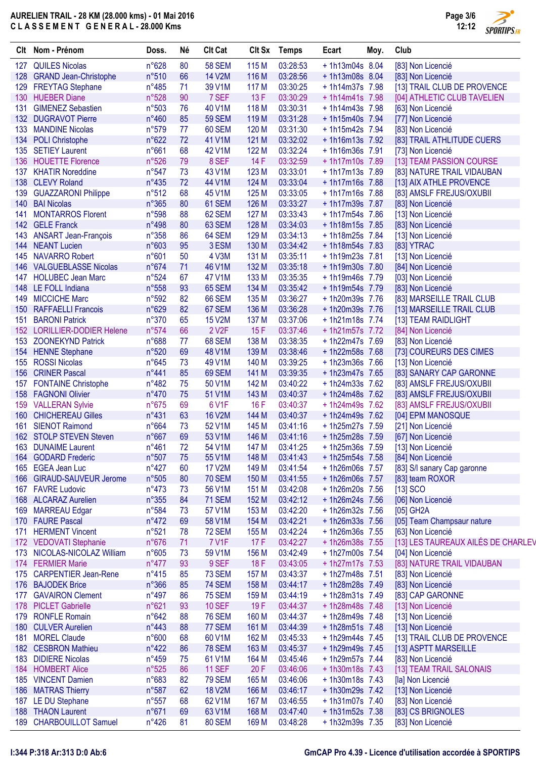# AURELIEN TRAIL - 28 KM (28.000 kms) - 01 Mai 2016

## C L A S S E M E N T   G E N E R A L - 28.000 Kms

| Clt | Nom - Prénom | Doss. | Né | Clt Cat | Clt Sx | Temps | Ecart | Moy. | Club |
|---|---|---|---|---|---|---|---|---|---|
| 127 | QUILES Nicolas | n°628 | 80 | 58 SEM | 115 M | 03:28:53 | + 1h13m04s | 8.04 | [83] Non Licencié |
| 128 | GRAND Jean-Christophe | n°510 | 66 | 14 V2M | 116 M | 03:28:56 | + 1h13m08s | 8.04 | [83] Non Licencié |
| 129 | FREYTAG Stephane | n°485 | 71 | 39 V1M | 117 M | 03:30:25 | + 1h14m37s | 7.98 | [13] TRAIL CLUB DE PROVENCE |
| 130 | HUEBER Diane | n°528 | 90 | 7 SEF | 13 F | 03:30:29 | + 1h14m41s | 7.98 | [04] ATHLETIC CLUB TAVELIEN |
| 131 | GIMENEZ Sebastien | n°503 | 76 | 40 V1M | 118 M | 03:30:31 | + 1h14m43s | 7.98 | [63] Non Licencié |
| 132 | DUGRAVOT Pierre | n°460 | 85 | 59 SEM | 119 M | 03:31:28 | + 1h15m40s | 7.94 | [77] Non Licencié |
| 133 | MANDINE Nicolas | n°579 | 77 | 60 SEM | 120 M | 03:31:30 | + 1h15m42s | 7.94 | [83] Non Licencié |
| 134 | POLI Christophe | n°622 | 72 | 41 V1M | 121 M | 03:32:02 | + 1h16m13s | 7.92 | [83] TRAIL ATHLITUDE CUERS |
| 135 | SETIEY Laurent | n°661 | 68 | 42 V1M | 122 M | 03:32:24 | + 1h16m36s | 7.91 | [73] Non Licencié |
| 136 | HOUETTE Florence | n°526 | 79 | 8 SEF | 14 F | 03:32:59 | + 1h17m10s | 7.89 | [13] TEAM PASSION COURSE |
| 137 | KHATIR Noreddine | n°547 | 73 | 43 V1M | 123 M | 03:33:01 | + 1h17m13s | 7.89 | [83] NATURE TRAIL VIDAUBAN |
| 138 | CLEVY Roland | n°435 | 72 | 44 V1M | 124 M | 03:33:04 | + 1h17m16s | 7.88 | [13] AIX ATHLE PROVENCE |
| 139 | GUAZZARONI Philippe | n°512 | 68 | 45 V1M | 125 M | 03:33:05 | + 1h17m16s | 7.88 | [83] AMSLF FREJUS/OXUBII |
| 140 | BAI Nicolas | n°365 | 80 | 61 SEM | 126 M | 03:33:27 | + 1h17m39s | 7.87 | [83] Non Licencié |
| 141 | MONTARROS Florent | n°598 | 88 | 62 SEM | 127 M | 03:33:43 | + 1h17m54s | 7.86 | [13] Non Licencié |
| 142 | GELE Franck | n°498 | 80 | 63 SEM | 128 M | 03:34:03 | + 1h18m15s | 7.85 | [83] Non Licencié |
| 143 | ANSART Jean-François | n°358 | 86 | 64 SEM | 129 M | 03:34:13 | + 1h18m25s | 7.84 | [13] Non Licencié |
| 144 | NEANT Lucien | n°603 | 95 | 3 ESM | 130 M | 03:34:42 | + 1h18m54s | 7.83 | [83] YTRAC |
| 145 | NAVARRO Robert | n°601 | 50 | 4 V3M | 131 M | 03:35:11 | + 1h19m23s | 7.81 | [13] Non Licencié |
| 146 | VALGUEBLASSE Nicolas | n°674 | 71 | 46 V1M | 132 M | 03:35:18 | + 1h19m30s | 7.80 | [84] Non Licencié |
| 147 | HOLUBEC Jean Marc | n°524 | 67 | 47 V1M | 133 M | 03:35:35 | + 1h19m46s | 7.79 | [03] Non Licencié |
| 148 | LE FOLL Indiana | n°558 | 93 | 65 SEM | 134 M | 03:35:42 | + 1h19m54s | 7.79 | [83] Non Licencié |
| 149 | MICCICHE Marc | n°592 | 82 | 66 SEM | 135 M | 03:36:27 | + 1h20m39s | 7.76 | [83] MARSEILLE TRAIL CLUB |
| 150 | RAFFAELLI Francois | n°629 | 82 | 67 SEM | 136 M | 03:36:28 | + 1h20m39s | 7.76 | [13] MARSEILLE TRAIL CLUB |
| 151 | BARONI Patrick | n°370 | 65 | 15 V2M | 137 M | 03:37:06 | + 1h21m18s | 7.74 | [13] TEAM RAIDLIGHT |
| 152 | LORILLIER-DODIER Helene | n°574 | 66 | 2 V2F | 15 F | 03:37:46 | + 1h21m57s | 7.72 | [84] Non Licencié |
| 153 | ZOONEKYND Patrick | n°688 | 77 | 68 SEM | 138 M | 03:38:35 | + 1h22m47s | 7.69 | [83] Non Licencié |
| 154 | HENNE Stephane | n°520 | 69 | 48 V1M | 139 M | 03:38:46 | + 1h22m58s | 7.68 | [73] COUREURS DES CIMES |
| 155 | ROSSI Nicolas | n°645 | 73 | 49 V1M | 140 M | 03:39:25 | + 1h23m36s | 7.66 | [13] Non Licencié |
| 156 | CRINER Pascal | n°441 | 85 | 69 SEM | 141 M | 03:39:35 | + 1h23m47s | 7.65 | [83] SANARY CAP GARONNE |
| 157 | FONTAINE Christophe | n°482 | 75 | 50 V1M | 142 M | 03:40:22 | + 1h24m33s | 7.62 | [83] AMSLF FREJUS/OXUBII |
| 158 | FAGNONI Olivier | n°470 | 75 | 51 V1M | 143 M | 03:40:37 | + 1h24m48s | 7.62 | [83] AMSLF FREJUS/OXUBII |
| 159 | VALLERAN Sylvie | n°675 | 69 | 6 V1F | 16 F | 03:40:37 | + 1h24m49s | 7.62 | [83] AMSLF FREJUS/OXUBII |
| 160 | CHICHEREAU Gilles | n°431 | 63 | 16 V2M | 144 M | 03:40:37 | + 1h24m49s | 7.62 | [04] EPM MANOSQUE |
| 161 | SIENOT Raimond | n°664 | 73 | 52 V1M | 145 M | 03:41:16 | + 1h25m27s | 7.59 | [21] Non Licencié |
| 162 | STOLP STEVEN Steven | n°667 | 69 | 53 V1M | 146 M | 03:41:16 | + 1h25m28s | 7.59 | [67] Non Licencié |
| 163 | DUNAIME Laurent | n°461 | 72 | 54 V1M | 147 M | 03:41:25 | + 1h25m36s | 7.59 | [13] Non Licencié |
| 164 | GODARD Frederic | n°507 | 75 | 55 V1M | 148 M | 03:41:43 | + 1h25m54s | 7.58 | [84] Non Licencié |
| 165 | EGEA Jean Luc | n°427 | 60 | 17 V2M | 149 M | 03:41:54 | + 1h26m06s | 7.57 | [83] S/l sanary Cap garonne |
| 166 | GIRAUD-SAUVEUR Jerome | n°505 | 80 | 70 SEM | 150 M | 03:41:55 | + 1h26m06s | 7.57 | [83] team ROXOR |
| 167 | FAVRE Ludovic | n°473 | 73 | 56 V1M | 151 M | 03:42:08 | + 1h26m20s | 7.56 | [13] SCO |
| 168 | ALCARAZ Aurelien | n°355 | 84 | 71 SEM | 152 M | 03:42:12 | + 1h26m24s | 7.56 | [06] Non Licencié |
| 169 | MARREAU Edgar | n°584 | 73 | 57 V1M | 153 M | 03:42:20 | + 1h26m32s | 7.56 | [05] GH2A |
| 170 | FAURE Pascal | n°472 | 69 | 58 V1M | 154 M | 03:42:21 | + 1h26m33s | 7.56 | [05] Team Champsaur nature |
| 171 | HERMENT Vincent | n°521 | 78 | 72 SEM | 155 M | 03:42:24 | + 1h26m36s | 7.55 | [63] Non Licencié |
| 172 | VEDOVATI Stephanie | n°676 | 71 | 7 V1F | 17 F | 03:42:27 | + 1h26m38s | 7.55 | [13] LES TAUREAUX AILÉS DE CHARLEV |
| 173 | NICOLAS-NICOLAZ William | n°605 | 73 | 59 V1M | 156 M | 03:42:49 | + 1h27m00s | 7.54 | [04] Non Licencié |
| 174 | FERMIER Marie | n°477 | 93 | 9 SEF | 18 F | 03:43:05 | + 1h27m17s | 7.53 | [83] NATURE TRAIL VIDAUBAN |
| 175 | CARPENTIER Jean-Rene | n°415 | 85 | 73 SEM | 157 M | 03:43:37 | + 1h27m48s | 7.51 | [83] Non Licencié |
| 176 | BAJODEK Brice | n°366 | 85 | 74 SEM | 158 M | 03:44:17 | + 1h28m28s | 7.49 | [83] Non Licencié |
| 177 | GAVAIRON Clement | n°497 | 86 | 75 SEM | 159 M | 03:44:19 | + 1h28m31s | 7.49 | [83] CAP GARONNE |
| 178 | PICLET Gabrielle | n°621 | 93 | 10 SEF | 19 F | 03:44:37 | + 1h28m48s | 7.48 | [13] Non Licencié |
| 179 | RONFLE Romain | n°642 | 88 | 76 SEM | 160 M | 03:44:37 | + 1h28m49s | 7.48 | [13] Non Licencié |
| 180 | CULVER Aurelien | n°443 | 88 | 77 SEM | 161 M | 03:44:39 | + 1h28m51s | 7.48 | [13] Non Licencié |
| 181 | MOREL Claude | n°600 | 68 | 60 V1M | 162 M | 03:45:33 | + 1h29m44s | 7.45 | [13] TRAIL CLUB DE PROVENCE |
| 182 | CESBRON Mathieu | n°422 | 86 | 78 SEM | 163 M | 03:45:37 | + 1h29m49s | 7.45 | [13] ASPTT MARSEILLE |
| 183 | DIDIERE Nicolas | n°459 | 75 | 61 V1M | 164 M | 03:45:46 | + 1h29m57s | 7.44 | [83] Non Licencié |
| 184 | HOMBERT Alice | n°525 | 86 | 11 SEF | 20 F | 03:46:06 | + 1h30m18s | 7.43 | [13] TEAM TRAIL SALONAIS |
| 185 | VINCENT Damien | n°683 | 82 | 79 SEM | 165 M | 03:46:06 | + 1h30m18s | 7.43 | [la] Non Licencié |
| 186 | MATRAS Thierry | n°587 | 62 | 18 V2M | 166 M | 03:46:17 | + 1h30m29s | 7.42 | [13] Non Licencié |
| 187 | LE DU Stephane | n°557 | 68 | 62 V1M | 167 M | 03:46:55 | + 1h31m07s | 7.40 | [83] Non Licencié |
| 188 | THAON Laurent | n°671 | 69 | 63 V1M | 168 M | 03:47:40 | + 1h31m52s | 7.38 | [83] CS BRIGNOLES |
| 189 | CHARBOUILLOT Samuel | n°426 | 81 | 80 SEM | 169 M | 03:48:28 | + 1h32m39s | 7.35 | [83] Non Licencié |

I:344 P:318 Ar:313 D:0 Ab:6

GmCAP Pro 4.39 - Licence d'utilisation accordée à SPORTIPS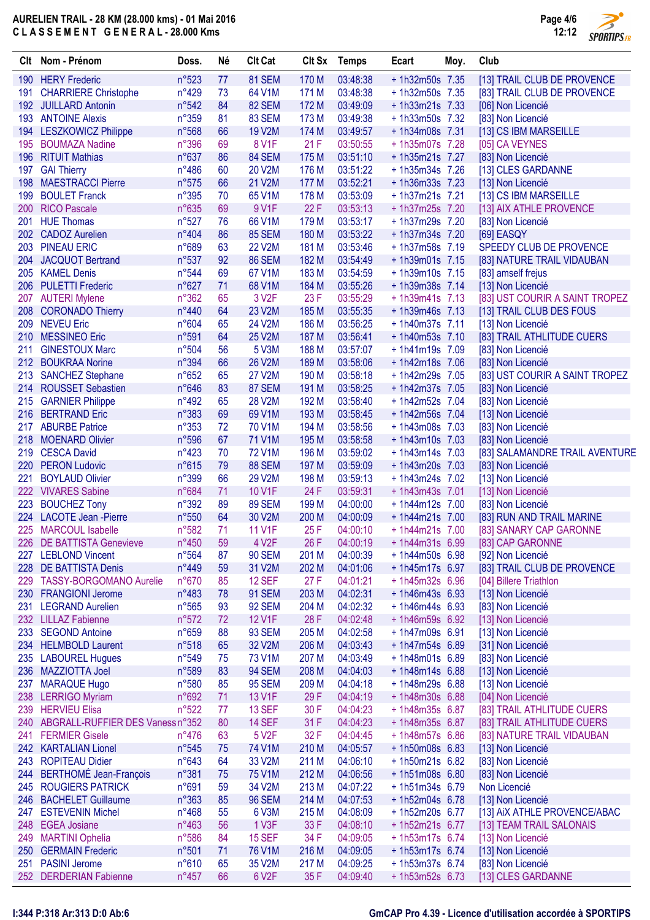# AURELIEN TRAIL - 28 KM (28.000 kms) - 01 Mai 2016

## C L A S S E M E N T   G E N E R A L - 28.000 Kms

| Clt | Nom - Prénom | Doss. | Né | Clt Cat | Clt Sx | Temps | Ecart | Moy. | Club |
|---|---|---|---|---|---|---|---|---|---|
| 190 | HERY Frederic | n°523 | 77 | 81 SEM | 170 M | 03:48:38 | + 1h32m50s | 7.35 | [13] TRAIL CLUB DE PROVENCE |
| 191 | CHARRIERE Christophe | n°429 | 73 | 64 V1M | 171 M | 03:48:38 | + 1h32m50s | 7.35 | [83] TRAIL CLUB DE PROVENCE |
| 192 | JUILLARD Antonin | n°542 | 84 | 82 SEM | 172 M | 03:49:09 | + 1h33m21s | 7.33 | [06] Non Licencié |
| 193 | ANTOINE Alexis | n°359 | 81 | 83 SEM | 173 M | 03:49:38 | + 1h33m50s | 7.32 | [83] Non Licencié |
| 194 | LESZKOWICZ Philippe | n°568 | 66 | 19 V2M | 174 M | 03:49:57 | + 1h34m08s | 7.31 | [13] CS IBM MARSEILLE |
| 195 | BOUMAZA Nadine | n°396 | 69 | 8 V1F | 21 F | 03:50:55 | + 1h35m07s | 7.28 | [05] CA VEYNES |
| 196 | RITUIT Mathias | n°637 | 86 | 84 SEM | 175 M | 03:51:10 | + 1h35m21s | 7.27 | [83] Non Licencié |
| 197 | GAI Thierry | n°486 | 60 | 20 V2M | 176 M | 03:51:22 | + 1h35m34s | 7.26 | [13] CLES GARDANNE |
| 198 | MAESTRACCI Pierre | n°575 | 66 | 21 V2M | 177 M | 03:52:21 | + 1h36m33s | 7.23 | [13] Non Licencié |
| 199 | BOULET Franck | n°395 | 70 | 65 V1M | 178 M | 03:53:09 | + 1h37m21s | 7.21 | [13] CS IBM MARSEILLE |
| 200 | RICO Pascale | n°635 | 69 | 9 V1F | 22 F | 03:53:13 | + 1h37m25s | 7.20 | [13] AIX ATHLE PROVENCE |
| 201 | HUE Thomas | n°527 | 76 | 66 V1M | 179 M | 03:53:17 | + 1h37m29s | 7.20 | [83] Non Licencié |
| 202 | CADOZ Aurelien | n°404 | 86 | 85 SEM | 180 M | 03:53:22 | + 1h37m34s | 7.20 | [69] EASQY |
| 203 | PINEAU ERIC | n°689 | 63 | 22 V2M | 181 M | 03:53:46 | + 1h37m58s | 7.19 | SPEEDY CLUB DE PROVENCE |
| 204 | JACQUOT Bertrand | n°537 | 92 | 86 SEM | 182 M | 03:54:49 | + 1h39m01s | 7.15 | [83] NATURE TRAIL VIDAUBAN |
| 205 | KAMEL Denis | n°544 | 69 | 67 V1M | 183 M | 03:54:59 | + 1h39m10s | 7.15 | [83] amself frejus |
| 206 | PULETTI Frederic | n°627 | 71 | 68 V1M | 184 M | 03:55:26 | + 1h39m38s | 7.14 | [13] Non Licencié |
| 207 | AUTERI Mylene | n°362 | 65 | 3 V2F | 23 F | 03:55:29 | + 1h39m41s | 7.13 | [83] UST COURIR A SAINT TROPEZ |
| 208 | CORONADO Thierry | n°440 | 64 | 23 V2M | 185 M | 03:55:35 | + 1h39m46s | 7.13 | [13] TRAIL CLUB DES FOUS |
| 209 | NEVEU Eric | n°604 | 65 | 24 V2M | 186 M | 03:56:25 | + 1h40m37s | 7.11 | [13] Non Licencié |
| 210 | MESSINEO Eric | n°591 | 64 | 25 V2M | 187 M | 03:56:41 | + 1h40m53s | 7.10 | [83] TRAIL ATHLITUDE CUERS |
| 211 | GINESTOUX Marc | n°504 | 56 | 5 V3M | 188 M | 03:57:07 | + 1h41m19s | 7.09 | [83] Non Licencié |
| 212 | BOUKRAA Norine | n°394 | 66 | 26 V2M | 189 M | 03:58:06 | + 1h42m18s | 7.06 | [83] Non Licencié |
| 213 | SANCHEZ Stephane | n°652 | 65 | 27 V2M | 190 M | 03:58:18 | + 1h42m29s | 7.05 | [83] UST COURIR A SAINT TROPEZ |
| 214 | ROUSSET Sebastien | n°646 | 83 | 87 SEM | 191 M | 03:58:25 | + 1h42m37s | 7.05 | [83] Non Licencié |
| 215 | GARNIER Philippe | n°492 | 65 | 28 V2M | 192 M | 03:58:40 | + 1h42m52s | 7.04 | [83] Non Licencié |
| 216 | BERTRAND Eric | n°383 | 69 | 69 V1M | 193 M | 03:58:45 | + 1h42m56s | 7.04 | [13] Non Licencié |
| 217 | ABURBE Patrice | n°353 | 72 | 70 V1M | 194 M | 03:58:56 | + 1h43m08s | 7.03 | [83] Non Licencié |
| 218 | MOENARD Olivier | n°596 | 67 | 71 V1M | 195 M | 03:58:58 | + 1h43m10s | 7.03 | [83] Non Licencié |
| 219 | CESCA David | n°423 | 70 | 72 V1M | 196 M | 03:59:02 | + 1h43m14s | 7.03 | [83] SALAMANDRE TRAIL AVENTURE |
| 220 | PERON Ludovic | n°615 | 79 | 88 SEM | 197 M | 03:59:09 | + 1h43m20s | 7.03 | [83] Non Licencié |
| 221 | BOYLAUD Olivier | n°399 | 66 | 29 V2M | 198 M | 03:59:13 | + 1h43m24s | 7.02 | [13] Non Licencié |
| 222 | VIVARES Sabine | n°684 | 71 | 10 V1F | 24 F | 03:59:31 | + 1h43m43s | 7.01 | [13] Non Licencié |
| 223 | BOUCHEZ Tony | n°392 | 89 | 89 SEM | 199 M | 04:00:00 | + 1h44m12s | 7.00 | [83] Non Licencié |
| 224 | LACOTE Jean -Pierre | n°550 | 64 | 30 V2M | 200 M | 04:00:09 | + 1h44m21s | 7.00 | [83] RUN AND TRAIL MARINE |
| 225 | MARCOUL Isabelle | n°582 | 71 | 11 V1F | 25 F | 04:00:10 | + 1h44m21s | 7.00 | [83] SANARY CAP GARONNE |
| 226 | DE BATTISTA Genevieve | n°450 | 59 | 4 V2F | 26 F | 04:00:19 | + 1h44m31s | 6.99 | [83] CAP GARONNE |
| 227 | LEBLOND Vincent | n°564 | 87 | 90 SEM | 201 M | 04:00:39 | + 1h44m50s | 6.98 | [92] Non Licencié |
| 228 | DE BATTISTA Denis | n°449 | 59 | 31 V2M | 202 M | 04:01:06 | + 1h45m17s | 6.97 | [83] TRAIL CLUB DE PROVENCE |
| 229 | TASSY-BORGOMANO Aurelie | n°670 | 85 | 12 SEF | 27 F | 04:01:21 | + 1h45m32s | 6.96 | [04] Billere Triathlon |
| 230 | FRANGIONI Jerome | n°483 | 78 | 91 SEM | 203 M | 04:02:31 | + 1h46m43s | 6.93 | [13] Non Licencié |
| 231 | LEGRAND Aurelien | n°565 | 93 | 92 SEM | 204 M | 04:02:32 | + 1h46m44s | 6.93 | [83] Non Licencié |
| 232 | LILLAZ Fabienne | n°572 | 72 | 12 V1F | 28 F | 04:02:48 | + 1h46m59s | 6.92 | [13] Non Licencié |
| 233 | SEGOND Antoine | n°659 | 88 | 93 SEM | 205 M | 04:02:58 | + 1h47m09s | 6.91 | [13] Non Licencié |
| 234 | HELMBOLD Laurent | n°518 | 65 | 32 V2M | 206 M | 04:03:43 | + 1h47m54s | 6.89 | [31] Non Licencié |
| 235 | LABOUREL Hugues | n°549 | 75 | 73 V1M | 207 M | 04:03:49 | + 1h48m01s | 6.89 | [83] Non Licencié |
| 236 | MAZZIOTTA Joel | n°589 | 83 | 94 SEM | 208 M | 04:04:03 | + 1h48m14s | 6.88 | [13] Non Licencié |
| 237 | MARAQUE Hugo | n°580 | 85 | 95 SEM | 209 M | 04:04:18 | + 1h48m29s | 6.88 | [13] Non Licencié |
| 238 | LERRIGO Myriam | n°692 | 71 | 13 V1F | 29 F | 04:04:19 | + 1h48m30s | 6.88 | [04] Non Licencié |
| 239 | HERVIEU Elisa | n°522 | 77 | 13 SEF | 30 F | 04:04:23 | + 1h48m35s | 6.87 | [83] TRAIL ATHLITUDE CUERS |
| 240 | ABGRALL-RUFFIER DES Vaness | n°352 | 80 | 14 SEF | 31 F | 04:04:23 | + 1h48m35s | 6.87 | [83] TRAIL ATHLITUDE CUERS |
| 241 | FERMIER Gisele | n°476 | 63 | 5 V2F | 32 F | 04:04:45 | + 1h48m57s | 6.86 | [83] NATURE TRAIL VIDAUBAN |
| 242 | KARTALIAN Lionel | n°545 | 75 | 74 V1M | 210 M | 04:05:57 | + 1h50m08s | 6.83 | [13] Non Licencié |
| 243 | ROPITEAU Didier | n°643 | 64 | 33 V2M | 211 M | 04:06:10 | + 1h50m21s | 6.82 | [83] Non Licencié |
| 244 | BERTHOMÉ Jean-François | n°381 | 75 | 75 V1M | 212 M | 04:06:56 | + 1h51m08s | 6.80 | [83] Non Licencié |
| 245 | ROUGIERS PATRICK | n°691 | 59 | 34 V2M | 213 M | 04:07:22 | + 1h51m34s | 6.79 | Non Licencié |
| 246 | BACHELET Guillaume | n°363 | 85 | 96 SEM | 214 M | 04:07:53 | + 1h52m04s | 6.78 | [13] Non Licencié |
| 247 | ESTEVENIN Michel | n°468 | 55 | 6 V3M | 215 M | 04:08:09 | + 1h52m20s | 6.77 | [13] AiX ATHLE PROVENCE/ABAC |
| 248 | EGEA Josiane | n°463 | 56 | 1 V3F | 33 F | 04:08:10 | + 1h52m21s | 6.77 | [13] TEAM TRAIL SALONAIS |
| 249 | MARTINI Ophelia | n°586 | 84 | 15 SEF | 34 F | 04:09:05 | + 1h53m17s | 6.74 | [13] Non Licencié |
| 250 | GERMAIN Frederic | n°501 | 71 | 76 V1M | 216 M | 04:09:05 | + 1h53m17s | 6.74 | [13] Non Licencié |
| 251 | PASINI Jerome | n°610 | 65 | 35 V2M | 217 M | 04:09:25 | + 1h53m37s | 6.74 | [83] Non Licencié |
| 252 | DERDERIAN Fabienne | n°457 | 66 | 6 V2F | 35 F | 04:09:40 | + 1h53m52s | 6.73 | [13] CLES GARDANNE |

I:344 P:318 Ar:313 D:0 Ab:6

GmCAP Pro 4.39 - Licence d'utilisation accordée à SPORTIPS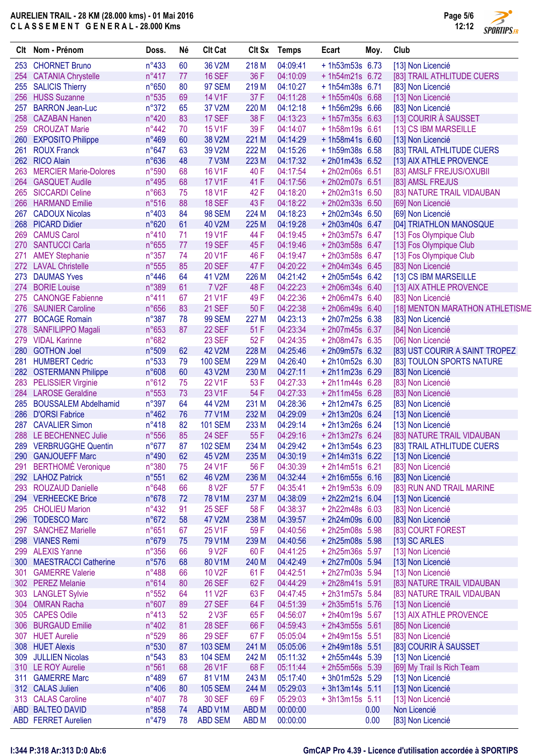# AURELIEN TRAIL - 28 KM (28.000 kms) - 01 Mai 2016

## C L A S S E M E N T  G E N E R A L - 28.000 Kms

| Clt | Nom - Prénom | Doss. | Né | Clt Cat | Clt Sx | Temps | Ecart | Moy. | Club |
|---|---|---|---|---|---|---|---|---|---|
| 253 | CHORNET Bruno | n°433 | 60 | 36 V2M | 218 M | 04:09:41 | + 1h53m53s | 6.73 | [13] Non Licencié |
| 254 | CATANIA Chrystelle | n°417 | 77 | 16 SEF | 36 F | 04:10:09 | + 1h54m21s | 6.72 | [83] TRAIL ATHLUTIDE CUERS |
| 255 | SALICIS Thierry | n°650 | 80 | 97 SEM | 219 M | 04:10:27 | + 1h54m38s | 6.71 | [83] Non Licencié |
| 256 | HUSS Suzanne | n°535 | 69 | 14 V1F | 37 F | 04:11:28 | + 1h55m40s | 6.68 | [13] Non Licencié |
| 257 | BARRON Jean-Luc | n°372 | 65 | 37 V2M | 220 M | 04:12:18 | + 1h56m29s | 6.66 | [83] Non Licencié |
| 258 | CAZABAN Hanen | n°420 | 83 | 17 SEF | 38 F | 04:13:23 | + 1h57m35s | 6.63 | [13] COURIR À SAUSSET |
| 259 | CROUZAT Marie | n°442 | 70 | 15 V1F | 39 F | 04:14:07 | + 1h58m19s | 6.61 | [13] CS IBM MARSEILLE |
| 260 | EXPOSITO Philippe | n°469 | 60 | 38 V2M | 221 M | 04:14:29 | + 1h58m41s | 6.60 | [13] Non Licencié |
| 261 | ROUX Franck | n°647 | 63 | 39 V2M | 222 M | 04:15:26 | + 1h59m38s | 6.58 | [83] TRAIL ATHLUTIDE CUERS |
| 262 | RICO Alain | n°636 | 48 | 7 V3M | 223 M | 04:17:32 | + 2h01m43s | 6.52 | [13] AIX ATHLE PROVENCE |
| 263 | MERCIER Marie-Dolores | n°590 | 68 | 16 V1F | 40 F | 04:17:54 | + 2h02m06s | 6.51 | [83] AMSLF FREJUS/OXUBII |
| 264 | GASQUET Audile | n°495 | 68 | 17 V1F | 41 F | 04:17:56 | + 2h02m07s | 6.51 | [83] AMSL FREJUS |
| 265 | SICCARDI Celine | n°663 | 75 | 18 V1F | 42 F | 04:18:20 | + 2h02m31s | 6.50 | [83] NATURE TRAIL VIDAUBAN |
| 266 | HARMAND Emilie | n°516 | 88 | 18 SEF | 43 F | 04:18:22 | + 2h02m33s | 6.50 | [69] Non Licencié |
| 267 | CADOUX Nicolas | n°403 | 84 | 98 SEM | 224 M | 04:18:23 | + 2h02m34s | 6.50 | [69] Non Licencié |
| 268 | PICARD Didier | n°620 | 61 | 40 V2M | 225 M | 04:19:28 | + 2h03m40s | 6.47 | [04] TRIATHLON MANOSQUE |
| 269 | CAMUS Carol | n°410 | 71 | 19 V1F | 44 F | 04:19:45 | + 2h03m57s | 6.47 | [13] Fos Olympique Club |
| 270 | SANTUCCI Carla | n°655 | 77 | 19 SEF | 45 F | 04:19:46 | + 2h03m58s | 6.47 | [13] Fos Olympique Club |
| 271 | AMEY Stephanie | n°357 | 74 | 20 V1F | 46 F | 04:19:47 | + 2h03m58s | 6.47 | [13] Fos Olympique Club |
| 272 | LAVAL Christelle | n°555 | 85 | 20 SEF | 47 F | 04:20:22 | + 2h04m34s | 6.45 | [83] Non Licencié |
| 273 | DAUMAS Yves | n°446 | 64 | 41 V2M | 226 M | 04:21:42 | + 2h05m54s | 6.42 | [13] CS IBM MARSEILLE |
| 274 | BORIE Louise | n°389 | 61 | 7 V2F | 48 F | 04:22:23 | + 2h06m34s | 6.40 | [13] AIX ATHLE PROVENCE |
| 275 | CANONGE Fabienne | n°411 | 67 | 21 V1F | 49 F | 04:22:36 | + 2h06m47s | 6.40 | [83] Non Licencié |
| 276 | SAUNIER Caroline | n°656 | 83 | 21 SEF | 50 F | 04:22:38 | + 2h06m49s | 6.40 | [18] MENTON MARATHON ATHLETISME |
| 277 | BOCAGE Romain | n°387 | 78 | 99 SEM | 227 M | 04:23:13 | + 2h07m25s | 6.38 | [83] Non Licencié |
| 278 | SANFILIPPO Magali | n°653 | 87 | 22 SEF | 51 F | 04:23:34 | + 2h07m45s | 6.37 | [84] Non Licencié |
| 279 | VIDAL Karinne | n°682 | | 23 SEF | 52 F | 04:24:35 | + 2h08m47s | 6.35 | [06] Non Licencié |
| 280 | GOTHON Joel | n°509 | 62 | 42 V2M | 228 M | 04:25:46 | + 2h09m57s | 6.32 | [83] UST COURIR A SAINT TROPEZ |
| 281 | HUMBERT Cedric | n°533 | 79 | 100 SEM | 229 M | 04:26:40 | + 2h10m52s | 6.30 | [83] TOULON SPORTS NATURE |
| 282 | OSTERMANN Philippe | n°608 | 60 | 43 V2M | 230 M | 04:27:11 | + 2h11m23s | 6.29 | [83] Non Licencié |
| 283 | PELISSIER Virginie | n°612 | 75 | 22 V1F | 53 F | 04:27:33 | + 2h11m44s | 6.28 | [83] Non Licencié |
| 284 | LAROSE Geraldine | n°553 | 73 | 23 V1F | 54 F | 04:27:33 | + 2h11m45s | 6.28 | [83] Non Licencié |
| 285 | BOUSSALEM Abdelhamid | n°397 | 64 | 44 V2M | 231 M | 04:28:36 | + 2h12m47s | 6.25 | [83] Non Licencié |
| 286 | D'ORSI Fabrice | n°462 | 76 | 77 V1M | 232 M | 04:29:09 | + 2h13m20s | 6.24 | [13] Non Licencié |
| 287 | CAVALIER Simon | n°418 | 82 | 101 SEM | 233 M | 04:29:14 | + 2h13m26s | 6.24 | [13] Non Licencié |
| 288 | LE BECHENNEC Julie | n°556 | 85 | 24 SEF | 55 F | 04:29:16 | + 2h13m27s | 6.24 | [83] NATURE TRAIL VIDAUBAN |
| 289 | VERBRUGGHE Quentin | n°677 | 87 | 102 SEM | 234 M | 04:29:42 | + 2h13m54s | 6.23 | [83] TRAIL ATHLUTIDE CUERS |
| 290 | GANJOUEFF Marc | n°490 | 62 | 45 V2M | 235 M | 04:30:19 | + 2h14m31s | 6.22 | [13] Non Licencié |
| 291 | BERTHOMÉ Veronique | n°380 | 75 | 24 V1F | 56 F | 04:30:39 | + 2h14m51s | 6.21 | [83] Non Licencié |
| 292 | LAHOZ Patrick | n°551 | 62 | 46 V2M | 236 M | 04:32:44 | + 2h16m55s | 6.16 | [83] Non Licencié |
| 293 | ROUZAUD Danielle | n°648 | 66 | 8 V2F | 57 F | 04:35:41 | + 2h19m53s | 6.09 | [83] RUN AND TRAIL MARINE |
| 294 | VERHEECKE Brice | n°678 | 72 | 78 V1M | 237 M | 04:38:09 | + 2h22m21s | 6.04 | [13] Non Licencié |
| 295 | CHOLIEU Marion | n°432 | 91 | 25 SEF | 58 F | 04:38:37 | + 2h22m48s | 6.03 | [83] Non Licencié |
| 296 | TODESCO Marc | n°672 | 58 | 47 V2M | 238 M | 04:39:57 | + 2h24m09s | 6.00 | [83] Non Licencié |
| 297 | SANCHEZ Marielle | n°651 | 67 | 25 V1F | 59 F | 04:40:56 | + 2h25m08s | 5.98 | [83] COURT FOREST |
| 298 | VIANES Remi | n°679 | 75 | 79 V1M | 239 M | 04:40:56 | + 2h25m08s | 5.98 | [13] SC ARLES |
| 299 | ALEXIS Yanne | n°356 | 66 | 9 V2F | 60 F | 04:41:25 | + 2h25m36s | 5.97 | [13] Non Licencié |
| 300 | MAESTRACCI Catherine | n°576 | 68 | 80 V1M | 240 M | 04:42:49 | + 2h27m00s | 5.94 | [13] Non Licencié |
| 301 | GAMERRE Valerie | n°488 | 66 | 10 V2F | 61 F | 04:42:51 | + 2h27m03s | 5.94 | [13] Non Licencié |
| 302 | PEREZ Melanie | n°614 | 80 | 26 SEF | 62 F | 04:44:29 | + 2h28m41s | 5.91 | [83] NATURE TRAIL VIDAUBAN |
| 303 | LANGLET Sylvie | n°552 | 64 | 11 V2F | 63 F | 04:47:45 | + 2h31m57s | 5.84 | [83] NATURE TRAIL VIDAUBAN |
| 304 | OMRAN Racha | n°607 | 89 | 27 SEF | 64 F | 04:51:39 | + 2h35m51s | 5.76 | [13] Non Licencié |
| 305 | CAPES Odile | n°413 | 52 | 2 V3F | 65 F | 04:56:07 | + 2h40m19s | 5.67 | [13] AIX ATHLE PROVENCE |
| 306 | BURGAUD Emilie | n°402 | 81 | 28 SEF | 66 F | 04:59:43 | + 2h43m55s | 5.61 | [85] Non Licencié |
| 307 | HUET Aurelie | n°529 | 86 | 29 SEF | 67 F | 05:05:04 | + 2h49m15s | 5.51 | [83] Non Licencié |
| 308 | HUET Alexis | n°530 | 87 | 103 SEM | 241 M | 05:05:06 | + 2h49m18s | 5.51 | [83] COURIR À SAUSSET |
| 309 | JULLIEN Nicolas | n°543 | 83 | 104 SEM | 242 M | 05:11:32 | + 2h55m44s | 5.39 | [13] Non Licencié |
| 310 | LE ROY Aurelie | n°561 | 68 | 26 V1F | 68 F | 05:11:44 | + 2h55m56s | 5.39 | [69] My Trail Is Rich Team |
| 311 | GAMERRE Marc | n°489 | 67 | 81 V1M | 243 M | 05:17:40 | + 3h01m52s | 5.29 | [13] Non Licencié |
| 312 | CALAS Julien | n°406 | 80 | 105 SEM | 244 M | 05:29:03 | + 3h13m14s | 5.11 | [13] Non Licencié |
| 313 | CALAS Caroline | n°407 | 78 | 30 SEF | 69 F | 05:29:03 | + 3h13m15s | 5.11 | [13] Non Licencié |
| ABD | BALTEO DAVID | n°858 | 74 | ABD V1M | ABD M | 00:00:00 | | 0.00 | Non Licencié |
| ABD | FERRET Aurelien | n°479 | 78 | ABD SEM | ABD M | 00:00:00 | | 0.00 | [83] Non Licencié |

I:344 P:318 Ar:313 D:0 Ab:6

GmCAP Pro 4.39 - Licence d'utilisation accordée à SPORTIPS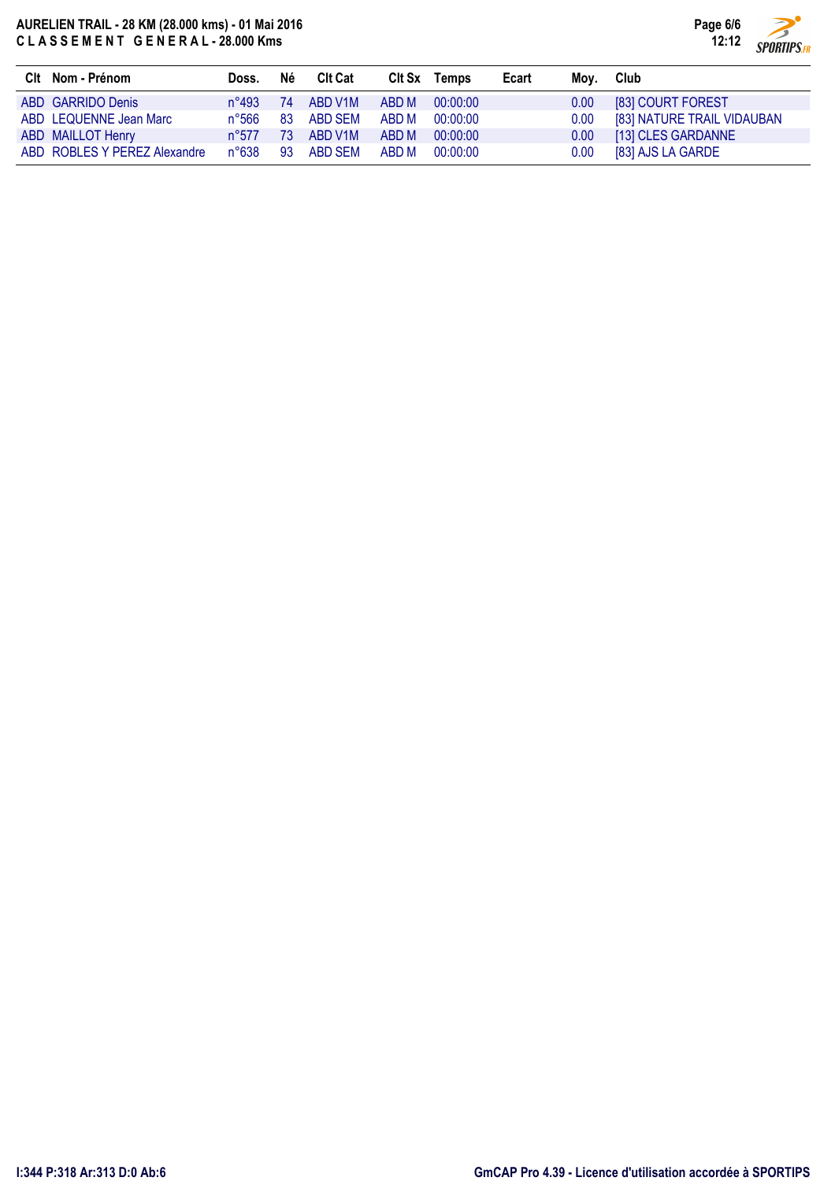**AURELIEN TRAIL - 28 KM (28.000 kms) - 01 Mai 2016**
**C L A S S E M E N T   G E N E R A L - 28.000 Kms**

| Clt | Nom - Prénom | Doss. | Né | Clt Cat | Clt Sx | Temps | Ecart | Moy. | Club |
|---|---|---|---|---|---|---|---|---|---|
| ABD | GARRIDO Denis | n°493 | 74 | ABD V1M | ABD M | 00:00:00 | | 0.00 | [83] COURT FOREST |
| ABD | LEQUENNE Jean Marc | n°566 | 83 | ABD SEM | ABD M | 00:00:00 | | 0.00 | [83] NATURE TRAIL VIDAUBAN |
| ABD | MAILLOT Henry | n°577 | 73 | ABD V1M | ABD M | 00:00:00 | | 0.00 | [13] CLES GARDANNE |
| ABD | ROBLES Y PEREZ Alexandre | n°638 | 93 | ABD SEM | ABD M | 00:00:00 | | 0.00 | [83] AJS LA GARDE |

I:344 P:318 Ar:313 D:0 Ab:6

GmCAP Pro 4.39 - Licence d'utilisation accordée à SPORTIPS